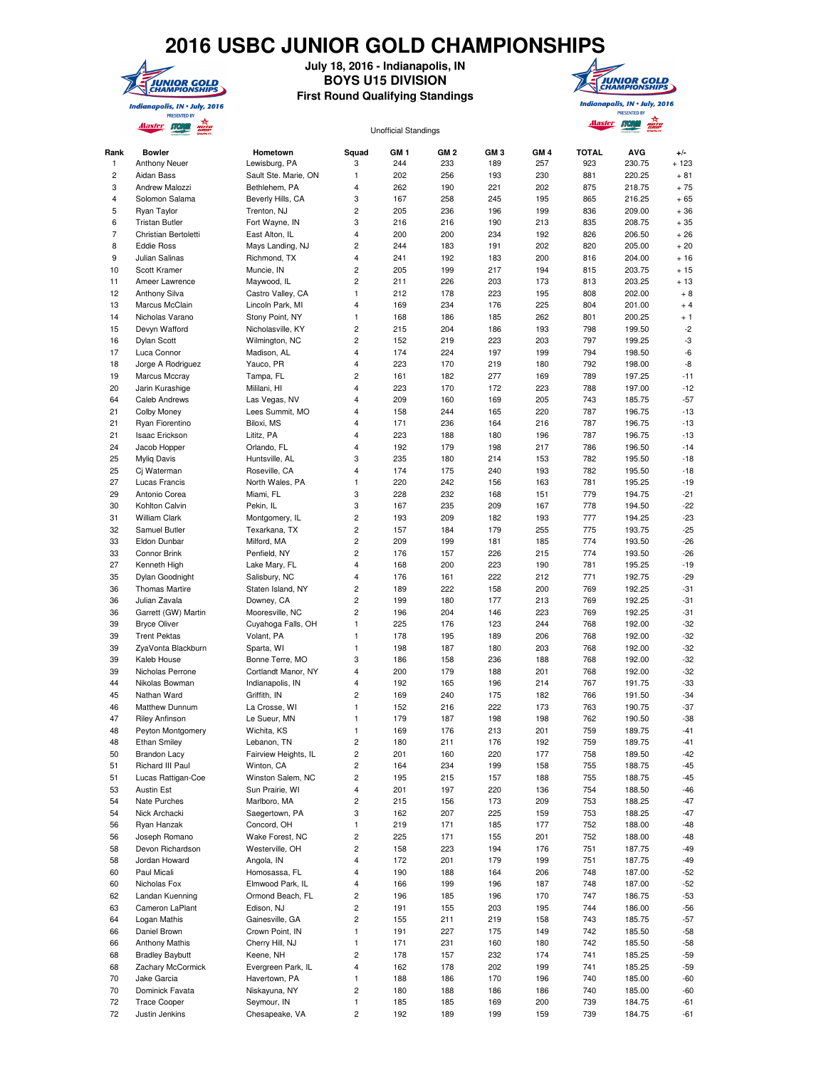# 2016 USBC JUNIOR GOLD CHAMPIONSHIPS

**July 18, 2016 - Indianapolis, IN**
**BOYS U15 DIVISION**
**First Round Qualifying Standings**

Unofficial Standings

| Rank | Bowler | Hometown | Squad | GM 1 | GM 2 | GM 3 | GM 4 | TOTAL | AVG | +/- |
|---|---|---|---|---|---|---|---|---|---|---|
| 1 | Anthony Neuer | Lewisburg, PA | 3 | 244 | 233 | 189 | 257 | 923 | 230.75 | + 123 |
| 2 | Aidan Bass | Sault Ste. Marie, ON | 1 | 202 | 256 | 193 | 230 | 881 | 220.25 | + 81 |
| 3 | Andrew Malozzi | Bethlehem, PA | 4 | 262 | 190 | 221 | 202 | 875 | 218.75 | + 75 |
| 4 | Solomon Salama | Beverly Hills, CA | 3 | 167 | 258 | 245 | 195 | 865 | 216.25 | + 65 |
| 5 | Ryan Taylor | Trenton, NJ | 2 | 205 | 236 | 196 | 199 | 836 | 209.00 | + 36 |
| 6 | Tristan Butler | Fort Wayne, IN | 3 | 216 | 216 | 190 | 213 | 835 | 208.75 | + 35 |
| 7 | Christian Bertoletti | East Alton, IL | 4 | 200 | 200 | 234 | 192 | 826 | 206.50 | + 26 |
| 8 | Eddie Ross | Mays Landing, NJ | 2 | 244 | 183 | 191 | 202 | 820 | 205.00 | + 20 |
| 9 | Julian Salinas | Richmond, TX | 4 | 241 | 192 | 183 | 200 | 816 | 204.00 | + 16 |
| 10 | Scott Kramer | Muncie, IN | 2 | 205 | 199 | 217 | 194 | 815 | 203.75 | + 15 |
| 11 | Ameer Lawrence | Maywood, IL | 2 | 211 | 226 | 203 | 173 | 813 | 203.25 | + 13 |
| 12 | Anthony Silva | Castro Valley, CA | 1 | 212 | 178 | 223 | 195 | 808 | 202.00 | + 8 |
| 13 | Marcus McClain | Lincoln Park, MI | 4 | 169 | 234 | 176 | 225 | 804 | 201.00 | + 4 |
| 14 | Nicholas Varano | Stony Point, NY | 1 | 168 | 186 | 185 | 262 | 801 | 200.25 | + 1 |
| 15 | Devyn Wafford | Nicholasville, KY | 2 | 215 | 204 | 186 | 193 | 798 | 199.50 | -2 |
| 16 | Dylan Scott | Wilmington, NC | 2 | 152 | 219 | 223 | 203 | 797 | 199.25 | -3 |
| 17 | Luca Connor | Madison, AL | 4 | 174 | 224 | 197 | 199 | 794 | 198.50 | -6 |
| 18 | Jorge A Rodriguez | Yauco, PR | 4 | 223 | 170 | 219 | 180 | 792 | 198.00 | -8 |
| 19 | Marcus Mccray | Tampa, FL | 2 | 161 | 182 | 277 | 169 | 789 | 197.25 | -11 |
| 20 | Jarin Kurashige | Mililani, HI | 4 | 223 | 170 | 172 | 223 | 788 | 197.00 | -12 |
| 64 | Caleb Andrews | Las Vegas, NV | 4 | 209 | 160 | 169 | 205 | 743 | 185.75 | -57 |
| 21 | Colby Money | Lees Summit, MO | 4 | 158 | 244 | 165 | 220 | 787 | 196.75 | -13 |
| 21 | Ryan Fiorentino | Biloxi, MS | 4 | 171 | 236 | 164 | 216 | 787 | 196.75 | -13 |
| 21 | Isaac Erickson | Lititz, PA | 4 | 223 | 188 | 180 | 196 | 787 | 196.75 | -13 |
| 24 | Jacob Hopper | Orlando, FL | 4 | 192 | 179 | 198 | 217 | 786 | 196.50 | -14 |
| 25 | Myliq Davis | Huntsville, AL | 3 | 235 | 180 | 214 | 153 | 782 | 195.50 | -18 |
| 25 | Cj Waterman | Roseville, CA | 4 | 174 | 175 | 240 | 193 | 782 | 195.50 | -18 |
| 27 | Lucas Francis | North Wales, PA | 1 | 220 | 242 | 156 | 163 | 781 | 195.25 | -19 |
| 29 | Antonio Corea | Miami, FL | 3 | 228 | 232 | 168 | 151 | 779 | 194.75 | -21 |
| 30 | Kohlton Calvin | Pekin, IL | 3 | 167 | 235 | 209 | 167 | 778 | 194.50 | -22 |
| 31 | William Clark | Montgomery, IL | 2 | 193 | 209 | 182 | 193 | 777 | 194.25 | -23 |
| 32 | Samuel Butler | Texarkana, TX | 2 | 157 | 184 | 179 | 255 | 775 | 193.75 | -25 |
| 33 | Eldon Dunbar | Milford, MA | 2 | 209 | 199 | 181 | 185 | 774 | 193.50 | -26 |
| 33 | Connor Brink | Penfield, NY | 2 | 176 | 157 | 226 | 215 | 774 | 193.50 | -26 |
| 27 | Kenneth High | Lake Mary, FL | 4 | 168 | 200 | 223 | 190 | 781 | 195.25 | -19 |
| 35 | Dylan Goodnight | Salisbury, NC | 4 | 176 | 161 | 222 | 212 | 771 | 192.75 | -29 |
| 36 | Thomas Martire | Staten Island, NY | 2 | 189 | 222 | 158 | 200 | 769 | 192.25 | -31 |
| 36 | Julian Zavala | Downey, CA | 2 | 199 | 180 | 177 | 213 | 769 | 192.25 | -31 |
| 36 | Garrett (GW) Martin | Mooresville, NC | 2 | 196 | 204 | 146 | 223 | 769 | 192.25 | -31 |
| 39 | Bryce Oliver | Cuyahoga Falls, OH | 1 | 225 | 176 | 123 | 244 | 768 | 192.00 | -32 |
| 39 | Trent Pektas | Volant, PA | 1 | 178 | 195 | 189 | 206 | 768 | 192.00 | -32 |
| 39 | ZyaVonta Blackburn | Sparta, WI | 1 | 198 | 187 | 180 | 203 | 768 | 192.00 | -32 |
| 39 | Kaleb House | Bonne Terre, MO | 3 | 186 | 158 | 236 | 188 | 768 | 192.00 | -32 |
| 39 | Nicholas Perrone | Cortlandt Manor, NY | 4 | 200 | 179 | 188 | 201 | 768 | 192.00 | -32 |
| 44 | Nikolas Bowman | Indianapolis, IN | 4 | 192 | 165 | 196 | 214 | 767 | 191.75 | -33 |
| 45 | Nathan Ward | Griffith, IN | 2 | 169 | 240 | 175 | 182 | 766 | 191.50 | -34 |
| 46 | Matthew Dunnum | La Crosse, WI | 1 | 152 | 216 | 222 | 173 | 763 | 190.75 | -37 |
| 47 | Riley Anfinson | Le Sueur, MN | 1 | 179 | 187 | 198 | 198 | 762 | 190.50 | -38 |
| 48 | Peyton Montgomery | Wichita, KS | 1 | 169 | 176 | 213 | 201 | 759 | 189.75 | -41 |
| 48 | Ethan Smiley | Lebanon, TN | 2 | 180 | 211 | 176 | 192 | 759 | 189.75 | -41 |
| 50 | Brandon Lacy | Fairview Heights, IL | 2 | 201 | 160 | 220 | 177 | 758 | 189.50 | -42 |
| 51 | Richard III Paul | Winton, CA | 2 | 164 | 234 | 199 | 158 | 755 | 188.75 | -45 |
| 51 | Lucas Rattigan-Coe | Winston Salem, NC | 2 | 195 | 215 | 157 | 188 | 755 | 188.75 | -45 |
| 53 | Austin Est | Sun Prairie, WI | 4 | 201 | 197 | 220 | 136 | 754 | 188.50 | -46 |
| 54 | Nate Purches | Marlboro, MA | 2 | 215 | 156 | 173 | 209 | 753 | 188.25 | -47 |
| 54 | Nick Archacki | Saegertown, PA | 3 | 162 | 207 | 225 | 159 | 753 | 188.25 | -47 |
| 56 | Ryan Hanzak | Concord, OH | 1 | 219 | 171 | 185 | 177 | 752 | 188.00 | -48 |
| 56 | Joseph Romano | Wake Forest, NC | 2 | 225 | 171 | 155 | 201 | 752 | 188.00 | -48 |
| 58 | Devon Richardson | Westerville, OH | 2 | 158 | 223 | 194 | 176 | 751 | 187.75 | -49 |
| 58 | Jordan Howard | Angola, IN | 4 | 172 | 201 | 179 | 199 | 751 | 187.75 | -49 |
| 60 | Paul Micali | Homosassa, FL | 4 | 190 | 188 | 164 | 206 | 748 | 187.00 | -52 |
| 60 | Nicholas Fox | Elmwood Park, IL | 4 | 166 | 199 | 196 | 187 | 748 | 187.00 | -52 |
| 62 | Landan Kuenning | Ormond Beach, FL | 2 | 196 | 185 | 196 | 170 | 747 | 186.75 | -53 |
| 63 | Cameron LaPlant | Edison, NJ | 2 | 191 | 155 | 203 | 195 | 744 | 186.00 | -56 |
| 64 | Logan Mathis | Gainesville, GA | 2 | 155 | 211 | 219 | 158 | 743 | 185.75 | -57 |
| 66 | Daniel Brown | Crown Point, IN | 1 | 191 | 227 | 175 | 149 | 742 | 185.50 | -58 |
| 66 | Anthony Mathis | Cherry Hill, NJ | 1 | 171 | 231 | 160 | 180 | 742 | 185.50 | -58 |
| 68 | Bradley Baybutt | Keene, NH | 2 | 178 | 157 | 232 | 174 | 741 | 185.25 | -59 |
| 68 | Zachary McCormick | Evergreen Park, IL | 4 | 162 | 178 | 202 | 199 | 741 | 185.25 | -59 |
| 70 | Jake Garcia | Havertown, PA | 1 | 188 | 186 | 170 | 196 | 740 | 185.00 | -60 |
| 70 | Dominick Favata | Niskayuna, NY | 2 | 180 | 188 | 186 | 186 | 740 | 185.00 | -60 |
| 72 | Trace Cooper | Seymour, IN | 1 | 185 | 185 | 169 | 200 | 739 | 184.75 | -61 |
| 72 | Justin Jenkins | Chesapeake, VA | 2 | 192 | 189 | 199 | 159 | 739 | 184.75 | -61 |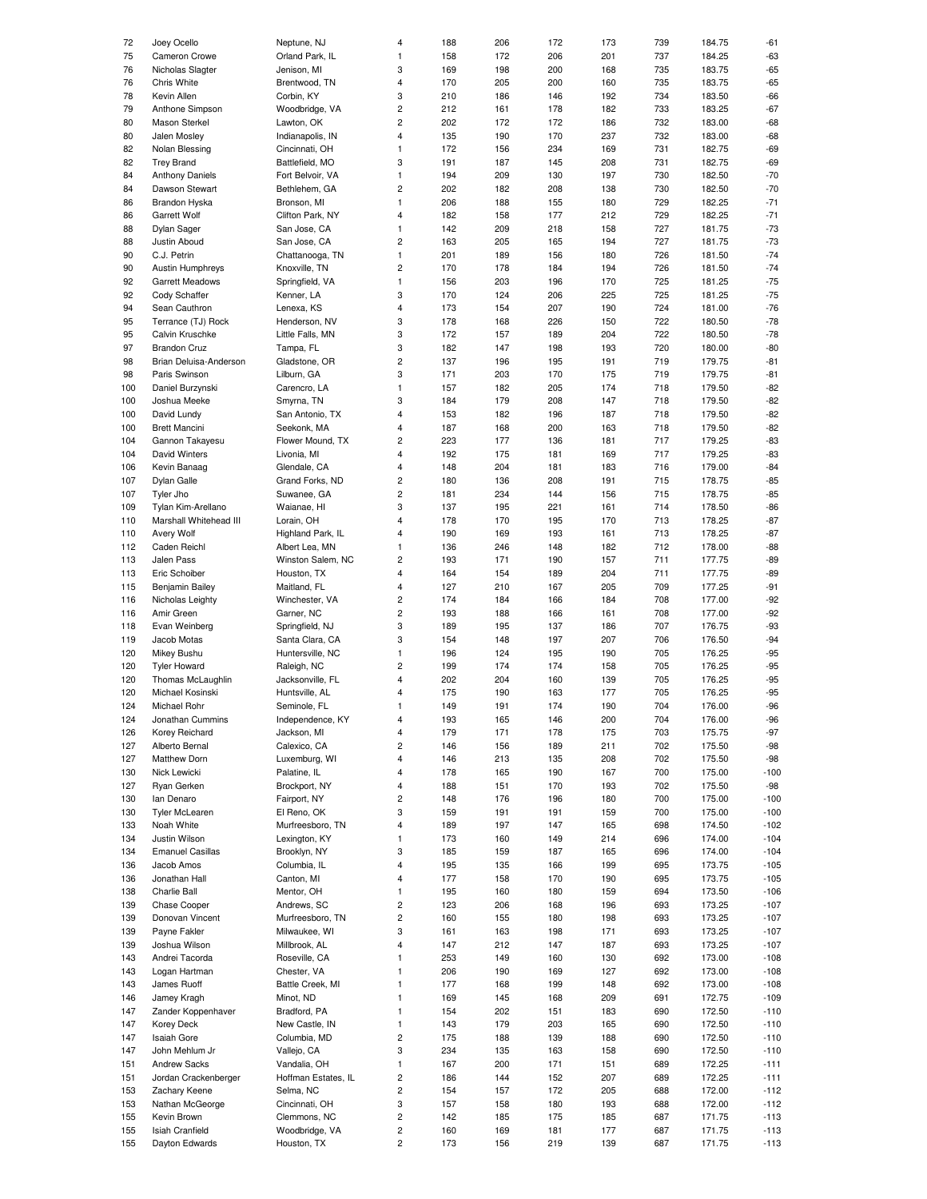| | | | | | | | | | | |
|---|---|---|---|---|---|---|---|---|---|---|
| 72 | Joey Ocello | Neptune, NJ | 4 | 188 | 206 | 172 | 173 | 739 | 184.75 | -61 |
| 75 | Cameron Crowe | Orland Park, IL | 1 | 158 | 172 | 206 | 201 | 737 | 184.25 | -63 |
| 76 | Nicholas Slagter | Jenison, MI | 3 | 169 | 198 | 200 | 168 | 735 | 183.75 | -65 |
| 76 | Chris White | Brentwood, TN | 4 | 170 | 205 | 200 | 160 | 735 | 183.75 | -65 |
| 78 | Kevin Allen | Corbin, KY | 3 | 210 | 186 | 146 | 192 | 734 | 183.50 | -66 |
| 79 | Anthone Simpson | Woodbridge, VA | 2 | 212 | 161 | 178 | 182 | 733 | 183.25 | -67 |
| 80 | Mason Sterkel | Lawton, OK | 2 | 202 | 172 | 172 | 186 | 732 | 183.00 | -68 |
| 80 | Jalen Mosley | Indianapolis, IN | 4 | 135 | 190 | 170 | 237 | 732 | 183.00 | -68 |
| 82 | Nolan Blessing | Cincinnati, OH | 1 | 172 | 156 | 234 | 169 | 731 | 182.75 | -69 |
| 82 | Trey Brand | Battlefield, MO | 3 | 191 | 187 | 145 | 208 | 731 | 182.75 | -69 |
| 84 | Anthony Daniels | Fort Belvoir, VA | 1 | 194 | 209 | 130 | 197 | 730 | 182.50 | -70 |
| 84 | Dawson Stewart | Bethlehem, GA | 2 | 202 | 182 | 208 | 138 | 730 | 182.50 | -70 |
| 86 | Brandon Hyska | Bronson, MI | 1 | 206 | 188 | 155 | 180 | 729 | 182.25 | -71 |
| 86 | Garrett Wolf | Clifton Park, NY | 4 | 182 | 158 | 177 | 212 | 729 | 182.25 | -71 |
| 88 | Dylan Sager | San Jose, CA | 1 | 142 | 209 | 218 | 158 | 727 | 181.75 | -73 |
| 88 | Justin Aboud | San Jose, CA | 2 | 163 | 205 | 165 | 194 | 727 | 181.75 | -73 |
| 90 | C.J. Petrin | Chattanooga, TN | 1 | 201 | 189 | 156 | 180 | 726 | 181.50 | -74 |
| 90 | Austin Humphreys | Knoxville, TN | 2 | 170 | 178 | 184 | 194 | 726 | 181.50 | -74 |
| 92 | Garrett Meadows | Springfield, VA | 1 | 156 | 203 | 196 | 170 | 725 | 181.25 | -75 |
| 92 | Cody Schaffer | Kenner, LA | 3 | 170 | 124 | 206 | 225 | 725 | 181.25 | -75 |
| 94 | Sean Cauthron | Lenexa, KS | 4 | 173 | 154 | 207 | 190 | 724 | 181.00 | -76 |
| 95 | Terrance (TJ) Rock | Henderson, NV | 3 | 178 | 168 | 226 | 150 | 722 | 180.50 | -78 |
| 95 | Calvin Kruschke | Little Falls, MN | 3 | 172 | 157 | 189 | 204 | 722 | 180.50 | -78 |
| 97 | Brandon Cruz | Tampa, FL | 3 | 182 | 147 | 198 | 193 | 720 | 180.00 | -80 |
| 98 | Brian Deluisa-Anderson | Gladstone, OR | 2 | 137 | 196 | 195 | 191 | 719 | 179.75 | -81 |
| 98 | Paris Swinson | Lilburn, GA | 3 | 171 | 203 | 170 | 175 | 719 | 179.75 | -81 |
| 100 | Daniel Burzynski | Carencro, LA | 1 | 157 | 182 | 205 | 174 | 718 | 179.50 | -82 |
| 100 | Joshua Meeke | Smyrna, TN | 3 | 184 | 179 | 208 | 147 | 718 | 179.50 | -82 |
| 100 | David Lundy | San Antonio, TX | 4 | 153 | 182 | 196 | 187 | 718 | 179.50 | -82 |
| 100 | Brett Mancini | Seekonk, MA | 4 | 187 | 168 | 200 | 163 | 718 | 179.50 | -82 |
| 104 | Gannon Takayesu | Flower Mound, TX | 2 | 223 | 177 | 136 | 181 | 717 | 179.25 | -83 |
| 104 | David Winters | Livonia, MI | 4 | 192 | 175 | 181 | 169 | 717 | 179.25 | -83 |
| 106 | Kevin Banaag | Glendale, CA | 4 | 148 | 204 | 181 | 183 | 716 | 179.00 | -84 |
| 107 | Dylan Galle | Grand Forks, ND | 2 | 180 | 136 | 208 | 191 | 715 | 178.75 | -85 |
| 107 | Tyler Jho | Suwanee, GA | 2 | 181 | 234 | 144 | 156 | 715 | 178.75 | -85 |
| 109 | Tylan Kim-Arellano | Waianae, HI | 3 | 137 | 195 | 221 | 161 | 714 | 178.50 | -86 |
| 110 | Marshall Whitehead III | Lorain, OH | 4 | 178 | 170 | 195 | 170 | 713 | 178.25 | -87 |
| 110 | Avery Wolf | Highland Park, IL | 4 | 190 | 169 | 193 | 161 | 713 | 178.25 | -87 |
| 112 | Caden Reichl | Albert Lea, MN | 1 | 136 | 246 | 148 | 182 | 712 | 178.00 | -88 |
| 113 | Jalen Pass | Winston Salem, NC | 2 | 193 | 171 | 190 | 157 | 711 | 177.75 | -89 |
| 113 | Eric Schoiber | Houston, TX | 4 | 164 | 154 | 189 | 204 | 711 | 177.75 | -89 |
| 115 | Benjamin Bailey | Maitland, FL | 4 | 127 | 210 | 167 | 205 | 709 | 177.25 | -91 |
| 116 | Nicholas Leighty | Winchester, VA | 2 | 174 | 184 | 166 | 184 | 708 | 177.00 | -92 |
| 116 | Amir Green | Garner, NC | 2 | 193 | 188 | 166 | 161 | 708 | 177.00 | -92 |
| 118 | Evan Weinberg | Springfield, NJ | 3 | 189 | 195 | 137 | 186 | 707 | 176.75 | -93 |
| 119 | Jacob Motas | Santa Clara, CA | 3 | 154 | 148 | 197 | 207 | 706 | 176.50 | -94 |
| 120 | Mikey Bushu | Huntersville, NC | 1 | 196 | 124 | 195 | 190 | 705 | 176.25 | -95 |
| 120 | Tyler Howard | Raleigh, NC | 2 | 199 | 174 | 174 | 158 | 705 | 176.25 | -95 |
| 120 | Thomas McLaughlin | Jacksonville, FL | 4 | 202 | 204 | 160 | 139 | 705 | 176.25 | -95 |
| 120 | Michael Kosinski | Huntsville, AL | 4 | 175 | 190 | 163 | 177 | 705 | 176.25 | -95 |
| 124 | Michael Rohr | Seminole, FL | 1 | 149 | 191 | 174 | 190 | 704 | 176.00 | -96 |
| 124 | Jonathan Cummins | Independence, KY | 4 | 193 | 165 | 146 | 200 | 704 | 176.00 | -96 |
| 126 | Korey Reichard | Jackson, MI | 4 | 179 | 171 | 178 | 175 | 703 | 175.75 | -97 |
| 127 | Alberto Bernal | Calexico, CA | 2 | 146 | 156 | 189 | 211 | 702 | 175.50 | -98 |
| 127 | Matthew Dorn | Luxemburg, WI | 4 | 146 | 213 | 135 | 208 | 702 | 175.50 | -98 |
| 130 | Nick Lewicki | Palatine, IL | 4 | 178 | 165 | 190 | 167 | 700 | 175.00 | -100 |
| 127 | Ryan Gerken | Brockport, NY | 4 | 188 | 151 | 170 | 193 | 702 | 175.50 | -98 |
| 130 | Ian Denaro | Fairport, NY | 2 | 148 | 176 | 196 | 180 | 700 | 175.00 | -100 |
| 130 | Tyler McLearen | El Reno, OK | 3 | 159 | 191 | 191 | 159 | 700 | 175.00 | -100 |
| 133 | Noah White | Murfreesboro, TN | 4 | 189 | 197 | 147 | 165 | 698 | 174.50 | -102 |
| 134 | Justin Wilson | Lexington, KY | 1 | 173 | 160 | 149 | 214 | 696 | 174.00 | -104 |
| 134 | Emanuel Casillas | Brooklyn, NY | 3 | 185 | 159 | 187 | 165 | 696 | 174.00 | -104 |
| 136 | Jacob Amos | Columbia, IL | 4 | 195 | 135 | 166 | 199 | 695 | 173.75 | -105 |
| 136 | Jonathan Hall | Canton, MI | 4 | 177 | 158 | 170 | 190 | 695 | 173.75 | -105 |
| 138 | Charlie Ball | Mentor, OH | 1 | 195 | 160 | 180 | 159 | 694 | 173.50 | -106 |
| 139 | Chase Cooper | Andrews, SC | 2 | 123 | 206 | 168 | 196 | 693 | 173.25 | -107 |
| 139 | Donovan Vincent | Murfreesboro, TN | 2 | 160 | 155 | 180 | 198 | 693 | 173.25 | -107 |
| 139 | Payne Fakler | Milwaukee, WI | 3 | 161 | 163 | 198 | 171 | 693 | 173.25 | -107 |
| 139 | Joshua Wilson | Millbrook, AL | 4 | 147 | 212 | 147 | 187 | 693 | 173.25 | -107 |
| 143 | Andrei Tacorda | Roseville, CA | 1 | 253 | 149 | 160 | 130 | 692 | 173.00 | -108 |
| 143 | Logan Hartman | Chester, VA | 1 | 206 | 190 | 169 | 127 | 692 | 173.00 | -108 |
| 143 | James Ruoff | Battle Creek, MI | 1 | 177 | 168 | 199 | 148 | 692 | 173.00 | -108 |
| 146 | Jamey Kragh | Minot, ND | 1 | 169 | 145 | 168 | 209 | 691 | 172.75 | -109 |
| 147 | Zander Koppenhaver | Bradford, PA | 1 | 154 | 202 | 151 | 183 | 690 | 172.50 | -110 |
| 147 | Korey Deck | New Castle, IN | 1 | 143 | 179 | 203 | 165 | 690 | 172.50 | -110 |
| 147 | Isaiah Gore | Columbia, MD | 2 | 175 | 188 | 139 | 188 | 690 | 172.50 | -110 |
| 147 | John Mehlum Jr | Vallejo, CA | 3 | 234 | 135 | 163 | 158 | 690 | 172.50 | -110 |
| 151 | Andrew Sacks | Vandalia, OH | 1 | 167 | 200 | 171 | 151 | 689 | 172.25 | -111 |
| 151 | Jordan Crackenberger | Hoffman Estates, IL | 2 | 186 | 144 | 152 | 207 | 689 | 172.25 | -111 |
| 153 | Zachary Keene | Selma, NC | 2 | 154 | 157 | 172 | 205 | 688 | 172.00 | -112 |
| 153 | Nathan McGeorge | Cincinnati, OH | 3 | 157 | 158 | 180 | 193 | 688 | 172.00 | -112 |
| 155 | Kevin Brown | Clemmons, NC | 2 | 142 | 185 | 175 | 185 | 687 | 171.75 | -113 |
| 155 | Isiah Cranfield | Woodbridge, VA | 2 | 160 | 169 | 181 | 177 | 687 | 171.75 | -113 |
| 155 | Dayton Edwards | Houston, TX | 2 | 173 | 156 | 219 | 139 | 687 | 171.75 | -113 |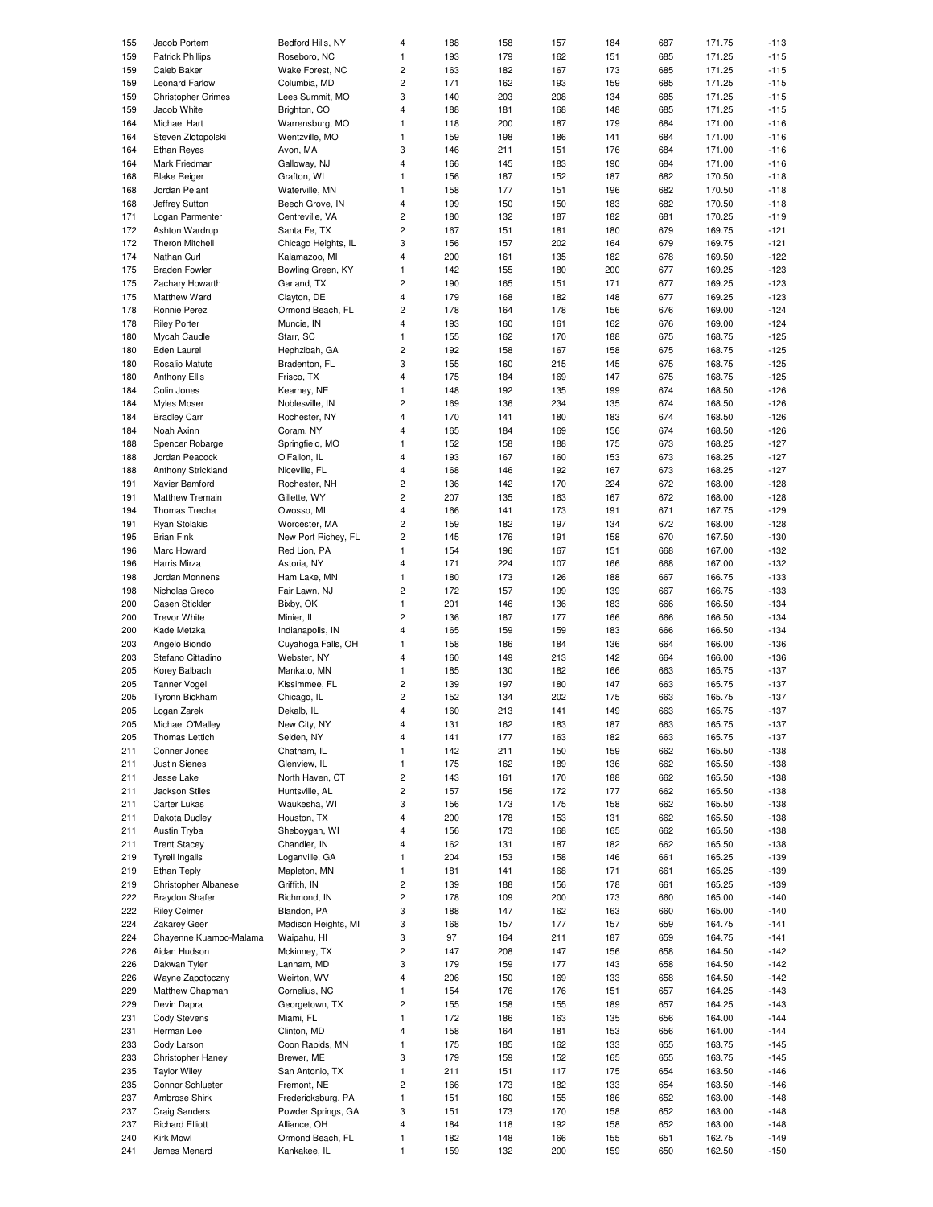| | | | | | | | | | | |
|---|---|---|---|---|---|---|---|---|---|---|
| 155 | Jacob Portem | Bedford Hills, NY | 4 | 188 | 158 | 157 | 184 | 687 | 171.75 | -113 |
| 159 | Patrick Phillips | Roseboro, NC | 1 | 193 | 179 | 162 | 151 | 685 | 171.25 | -115 |
| 159 | Caleb Baker | Wake Forest, NC | 2 | 163 | 182 | 167 | 173 | 685 | 171.25 | -115 |
| 159 | Leonard Farlow | Columbia, MD | 2 | 171 | 162 | 193 | 159 | 685 | 171.25 | -115 |
| 159 | Christopher Grimes | Lees Summit, MO | 3 | 140 | 203 | 208 | 134 | 685 | 171.25 | -115 |
| 159 | Jacob White | Brighton, CO | 4 | 188 | 181 | 168 | 148 | 685 | 171.25 | -115 |
| 164 | Michael Hart | Warrensburg, MO | 1 | 118 | 200 | 187 | 179 | 684 | 171.00 | -116 |
| 164 | Steven Zlotopolski | Wentzville, MO | 1 | 159 | 198 | 186 | 141 | 684 | 171.00 | -116 |
| 164 | Ethan Reyes | Avon, MA | 3 | 146 | 211 | 151 | 176 | 684 | 171.00 | -116 |
| 164 | Mark Friedman | Galloway, NJ | 4 | 166 | 145 | 183 | 190 | 684 | 171.00 | -116 |
| 168 | Blake Reiger | Grafton, WI | 1 | 156 | 187 | 152 | 187 | 682 | 170.50 | -118 |
| 168 | Jordan Pelant | Waterville, MN | 1 | 158 | 177 | 151 | 196 | 682 | 170.50 | -118 |
| 168 | Jeffrey Sutton | Beech Grove, IN | 4 | 199 | 150 | 150 | 183 | 682 | 170.50 | -118 |
| 171 | Logan Parmenter | Centreville, VA | 2 | 180 | 132 | 187 | 182 | 681 | 170.25 | -119 |
| 172 | Ashton Wardrup | Santa Fe, TX | 2 | 167 | 151 | 181 | 180 | 679 | 169.75 | -121 |
| 172 | Theron Mitchell | Chicago Heights, IL | 3 | 156 | 157 | 202 | 164 | 679 | 169.75 | -121 |
| 174 | Nathan Curl | Kalamazoo, MI | 4 | 200 | 161 | 135 | 182 | 678 | 169.50 | -122 |
| 175 | Braden Fowler | Bowling Green, KY | 1 | 142 | 155 | 180 | 200 | 677 | 169.25 | -123 |
| 175 | Zachary Howarth | Garland, TX | 2 | 190 | 165 | 151 | 171 | 677 | 169.25 | -123 |
| 175 | Matthew Ward | Clayton, DE | 4 | 179 | 168 | 182 | 148 | 677 | 169.25 | -123 |
| 178 | Ronnie Perez | Ormond Beach, FL | 2 | 178 | 164 | 178 | 156 | 676 | 169.00 | -124 |
| 178 | Riley Porter | Muncie, IN | 4 | 193 | 160 | 161 | 162 | 676 | 169.00 | -124 |
| 180 | Mycah Caudle | Starr, SC | 1 | 155 | 162 | 170 | 188 | 675 | 168.75 | -125 |
| 180 | Eden Laurel | Hephzibah, GA | 2 | 192 | 158 | 167 | 158 | 675 | 168.75 | -125 |
| 180 | Rosalio Matute | Bradenton, FL | 3 | 155 | 160 | 215 | 145 | 675 | 168.75 | -125 |
| 180 | Anthony Ellis | Frisco, TX | 4 | 175 | 184 | 169 | 147 | 675 | 168.75 | -125 |
| 184 | Colin Jones | Kearney, NE | 1 | 148 | 192 | 135 | 199 | 674 | 168.50 | -126 |
| 184 | Myles Moser | Noblesville, IN | 2 | 169 | 136 | 234 | 135 | 674 | 168.50 | -126 |
| 184 | Bradley Carr | Rochester, NY | 4 | 170 | 141 | 180 | 183 | 674 | 168.50 | -126 |
| 184 | Noah Axinn | Coram, NY | 4 | 165 | 184 | 169 | 156 | 674 | 168.50 | -126 |
| 188 | Spencer Robarge | Springfield, MO | 1 | 152 | 158 | 188 | 175 | 673 | 168.25 | -127 |
| 188 | Jordan Peacock | O'Fallon, IL | 4 | 193 | 167 | 160 | 153 | 673 | 168.25 | -127 |
| 188 | Anthony Strickland | Niceville, FL | 4 | 168 | 146 | 192 | 167 | 673 | 168.25 | -127 |
| 191 | Xavier Bamford | Rochester, NH | 2 | 136 | 142 | 170 | 224 | 672 | 168.00 | -128 |
| 191 | Matthew Tremain | Gillette, WY | 2 | 207 | 135 | 163 | 167 | 672 | 168.00 | -128 |
| 194 | Thomas Trecha | Owosso, MI | 4 | 166 | 141 | 173 | 191 | 671 | 167.75 | -129 |
| 191 | Ryan Stolakis | Worcester, MA | 2 | 159 | 182 | 197 | 134 | 672 | 168.00 | -128 |
| 195 | Brian Fink | New Port Richey, FL | 2 | 145 | 176 | 191 | 158 | 670 | 167.50 | -130 |
| 196 | Marc Howard | Red Lion, PA | 1 | 154 | 196 | 167 | 151 | 668 | 167.00 | -132 |
| 196 | Harris Mirza | Astoria, NY | 4 | 171 | 224 | 107 | 166 | 668 | 167.00 | -132 |
| 198 | Jordan Monnens | Ham Lake, MN | 1 | 180 | 173 | 126 | 188 | 667 | 166.75 | -133 |
| 198 | Nicholas Greco | Fair Lawn, NJ | 2 | 172 | 157 | 199 | 139 | 667 | 166.75 | -133 |
| 200 | Casen Stickler | Bixby, OK | 1 | 201 | 146 | 136 | 183 | 666 | 166.50 | -134 |
| 200 | Trevor White | Minier, IL | 2 | 136 | 187 | 177 | 166 | 666 | 166.50 | -134 |
| 200 | Kade Metzka | Indianapolis, IN | 4 | 165 | 159 | 159 | 183 | 666 | 166.50 | -134 |
| 203 | Angelo Biondo | Cuyahoga Falls, OH | 1 | 158 | 186 | 184 | 136 | 664 | 166.00 | -136 |
| 203 | Stefano Cittadino | Webster, NY | 4 | 160 | 149 | 213 | 142 | 664 | 166.00 | -136 |
| 205 | Korey Balbach | Mankato, MN | 1 | 185 | 130 | 182 | 166 | 663 | 165.75 | -137 |
| 205 | Tanner Vogel | Kissimmee, FL | 2 | 139 | 197 | 180 | 147 | 663 | 165.75 | -137 |
| 205 | Tyronn Bickham | Chicago, IL | 2 | 152 | 134 | 202 | 175 | 663 | 165.75 | -137 |
| 205 | Logan Zarek | Dekalb, IL | 4 | 160 | 213 | 141 | 149 | 663 | 165.75 | -137 |
| 205 | Michael O'Malley | New City, NY | 4 | 131 | 162 | 183 | 187 | 663 | 165.75 | -137 |
| 205 | Thomas Lettich | Selden, NY | 4 | 141 | 177 | 163 | 182 | 663 | 165.75 | -137 |
| 211 | Conner Jones | Chatham, IL | 1 | 142 | 211 | 150 | 159 | 662 | 165.50 | -138 |
| 211 | Justin Sienes | Glenview, IL | 1 | 175 | 162 | 189 | 136 | 662 | 165.50 | -138 |
| 211 | Jesse Lake | North Haven, CT | 2 | 143 | 161 | 170 | 188 | 662 | 165.50 | -138 |
| 211 | Jackson Stiles | Huntsville, AL | 2 | 157 | 156 | 172 | 177 | 662 | 165.50 | -138 |
| 211 | Carter Lukas | Waukesha, WI | 3 | 156 | 173 | 175 | 158 | 662 | 165.50 | -138 |
| 211 | Dakota Dudley | Houston, TX | 4 | 200 | 178 | 153 | 131 | 662 | 165.50 | -138 |
| 211 | Austin Tryba | Sheboygan, WI | 4 | 156 | 173 | 168 | 165 | 662 | 165.50 | -138 |
| 211 | Trent Stacey | Chandler, IN | 4 | 162 | 131 | 187 | 182 | 662 | 165.50 | -138 |
| 219 | Tyrell Ingalls | Loganville, GA | 1 | 204 | 153 | 158 | 146 | 661 | 165.25 | -139 |
| 219 | Ethan Teply | Mapleton, MN | 1 | 181 | 141 | 168 | 171 | 661 | 165.25 | -139 |
| 219 | Christopher Albanese | Griffith, IN | 2 | 139 | 188 | 156 | 178 | 661 | 165.25 | -139 |
| 222 | Braydon Shafer | Richmond, IN | 2 | 178 | 109 | 200 | 173 | 660 | 165.00 | -140 |
| 222 | Riley Celmer | Blandon, PA | 3 | 188 | 147 | 162 | 163 | 660 | 165.00 | -140 |
| 224 | Zakarey Geer | Madison Heights, MI | 3 | 168 | 157 | 177 | 157 | 659 | 164.75 | -141 |
| 224 | Chayenne Kuamoo-Malama | Waipahu, HI | 3 | 97 | 164 | 211 | 187 | 659 | 164.75 | -141 |
| 226 | Aidan Hudson | Mckinney, TX | 2 | 147 | 208 | 147 | 156 | 658 | 164.50 | -142 |
| 226 | Dakwan Tyler | Lanham, MD | 3 | 179 | 159 | 177 | 143 | 658 | 164.50 | -142 |
| 226 | Wayne Zapotoczny | Weirton, WV | 4 | 206 | 150 | 169 | 133 | 658 | 164.50 | -142 |
| 229 | Matthew Chapman | Cornelius, NC | 1 | 154 | 176 | 176 | 151 | 657 | 164.25 | -143 |
| 229 | Devin Dapra | Georgetown, TX | 2 | 155 | 158 | 155 | 189 | 657 | 164.25 | -143 |
| 231 | Cody Stevens | Miami, FL | 1 | 172 | 186 | 163 | 135 | 656 | 164.00 | -144 |
| 231 | Herman Lee | Clinton, MD | 4 | 158 | 164 | 181 | 153 | 656 | 164.00 | -144 |
| 233 | Cody Larson | Coon Rapids, MN | 1 | 175 | 185 | 162 | 133 | 655 | 163.75 | -145 |
| 233 | Christopher Haney | Brewer, ME | 3 | 179 | 159 | 152 | 165 | 655 | 163.75 | -145 |
| 235 | Taylor Wiley | San Antonio, TX | 1 | 211 | 151 | 117 | 175 | 654 | 163.50 | -146 |
| 235 | Connor Schlueter | Fremont, NE | 2 | 166 | 173 | 182 | 133 | 654 | 163.50 | -146 |
| 237 | Ambrose Shirk | Fredericksburg, PA | 1 | 151 | 160 | 155 | 186 | 652 | 163.00 | -148 |
| 237 | Craig Sanders | Powder Springs, GA | 3 | 151 | 173 | 170 | 158 | 652 | 163.00 | -148 |
| 237 | Richard Elliott | Alliance, OH | 4 | 184 | 118 | 192 | 158 | 652 | 163.00 | -148 |
| 240 | Kirk Mowl | Ormond Beach, FL | 1 | 182 | 148 | 166 | 155 | 651 | 162.75 | -149 |
| 241 | James Menard | Kankakee, IL | 1 | 159 | 132 | 200 | 159 | 650 | 162.50 | -150 |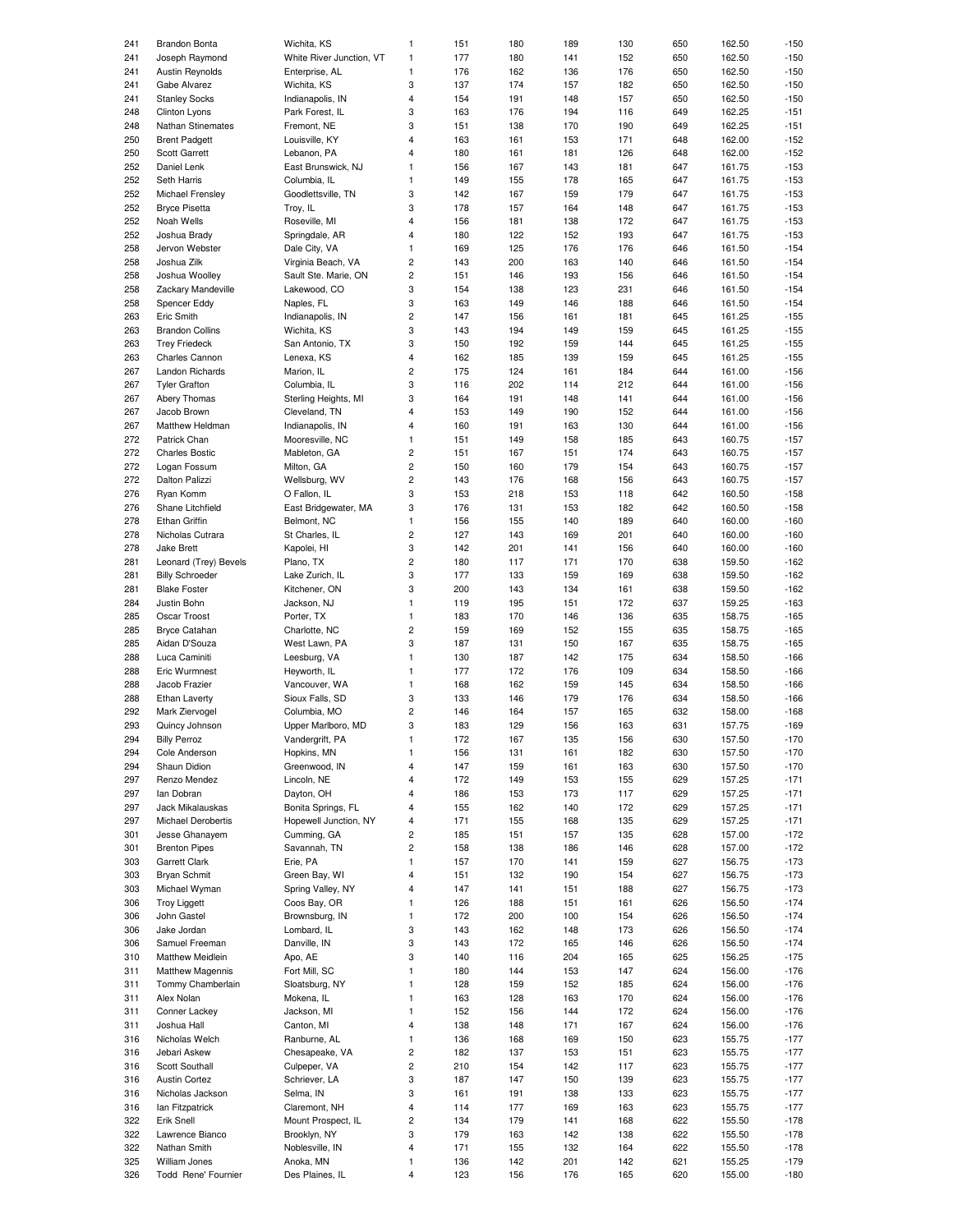| | | | | | | | | | | |
|---|---|---|---|---|---|---|---|---|---|---|
| 241 | Brandon Bonta | Wichita, KS | 1 | 151 | 180 | 189 | 130 | 650 | 162.50 | -150 |
| 241 | Joseph Raymond | White River Junction, VT | 1 | 177 | 180 | 141 | 152 | 650 | 162.50 | -150 |
| 241 | Austin Reynolds | Enterprise, AL | 1 | 176 | 162 | 136 | 176 | 650 | 162.50 | -150 |
| 241 | Gabe Alvarez | Wichita, KS | 3 | 137 | 174 | 157 | 182 | 650 | 162.50 | -150 |
| 241 | Stanley Socks | Indianapolis, IN | 4 | 154 | 191 | 148 | 157 | 650 | 162.50 | -150 |
| 248 | Clinton Lyons | Park Forest, IL | 3 | 163 | 176 | 194 | 116 | 649 | 162.25 | -151 |
| 248 | Nathan Stinemates | Fremont, NE | 3 | 151 | 138 | 170 | 190 | 649 | 162.25 | -151 |
| 250 | Brent Padgett | Louisville, KY | 4 | 163 | 161 | 153 | 171 | 648 | 162.00 | -152 |
| 250 | Scott Garrett | Lebanon, PA | 4 | 180 | 161 | 181 | 126 | 648 | 162.00 | -152 |
| 252 | Daniel Lenk | East Brunswick, NJ | 1 | 156 | 167 | 143 | 181 | 647 | 161.75 | -153 |
| 252 | Seth Harris | Columbia, IL | 1 | 149 | 155 | 178 | 165 | 647 | 161.75 | -153 |
| 252 | Michael Frensley | Goodlettsville, TN | 3 | 142 | 167 | 159 | 179 | 647 | 161.75 | -153 |
| 252 | Bryce Pisetta | Troy, IL | 3 | 178 | 157 | 164 | 148 | 647 | 161.75 | -153 |
| 252 | Noah Wells | Roseville, MI | 4 | 156 | 181 | 138 | 172 | 647 | 161.75 | -153 |
| 252 | Joshua Brady | Springdale, AR | 4 | 180 | 122 | 152 | 193 | 647 | 161.75 | -153 |
| 258 | Jervon Webster | Dale City, VA | 1 | 169 | 125 | 176 | 176 | 646 | 161.50 | -154 |
| 258 | Joshua Zilk | Virginia Beach, VA | 2 | 143 | 200 | 163 | 140 | 646 | 161.50 | -154 |
| 258 | Joshua Woolley | Sault Ste. Marie, ON | 2 | 151 | 146 | 193 | 156 | 646 | 161.50 | -154 |
| 258 | Zackary Mandeville | Lakewood, CO | 3 | 154 | 138 | 123 | 231 | 646 | 161.50 | -154 |
| 258 | Spencer Eddy | Naples, FL | 3 | 163 | 149 | 146 | 188 | 646 | 161.50 | -154 |
| 263 | Eric Smith | Indianapolis, IN | 2 | 147 | 156 | 161 | 181 | 645 | 161.25 | -155 |
| 263 | Brandon Collins | Wichita, KS | 3 | 143 | 194 | 149 | 159 | 645 | 161.25 | -155 |
| 263 | Trey Friedeck | San Antonio, TX | 3 | 150 | 192 | 159 | 144 | 645 | 161.25 | -155 |
| 263 | Charles Cannon | Lenexa, KS | 4 | 162 | 185 | 139 | 159 | 645 | 161.25 | -155 |
| 267 | Landon Richards | Marion, IL | 2 | 175 | 124 | 161 | 184 | 644 | 161.00 | -156 |
| 267 | Tyler Grafton | Columbia, IL | 3 | 116 | 202 | 114 | 212 | 644 | 161.00 | -156 |
| 267 | Abery Thomas | Sterling Heights, MI | 3 | 164 | 191 | 148 | 141 | 644 | 161.00 | -156 |
| 267 | Jacob Brown | Cleveland, TN | 4 | 153 | 149 | 190 | 152 | 644 | 161.00 | -156 |
| 267 | Matthew Heldman | Indianapolis, IN | 4 | 160 | 191 | 163 | 130 | 644 | 161.00 | -156 |
| 272 | Patrick Chan | Mooresville, NC | 1 | 151 | 149 | 158 | 185 | 643 | 160.75 | -157 |
| 272 | Charles Bostic | Mableton, GA | 2 | 151 | 167 | 151 | 174 | 643 | 160.75 | -157 |
| 272 | Logan Fossum | Milton, GA | 2 | 150 | 160 | 179 | 154 | 643 | 160.75 | -157 |
| 272 | Dalton Palizzi | Wellsburg, WV | 2 | 143 | 176 | 168 | 156 | 643 | 160.75 | -157 |
| 276 | Ryan Komm | O Fallon, IL | 3 | 153 | 218 | 153 | 118 | 642 | 160.50 | -158 |
| 276 | Shane Litchfield | East Bridgewater, MA | 3 | 176 | 131 | 153 | 182 | 642 | 160.50 | -158 |
| 278 | Ethan Griffin | Belmont, NC | 1 | 156 | 155 | 140 | 189 | 640 | 160.00 | -160 |
| 278 | Nicholas Cutrara | St Charles, IL | 2 | 127 | 143 | 169 | 201 | 640 | 160.00 | -160 |
| 278 | Jake Brett | Kapolei, HI | 3 | 142 | 201 | 141 | 156 | 640 | 160.00 | -160 |
| 281 | Leonard (Trey) Bevels | Plano, TX | 2 | 180 | 117 | 171 | 170 | 638 | 159.50 | -162 |
| 281 | Billy Schroeder | Lake Zurich, IL | 3 | 177 | 133 | 159 | 169 | 638 | 159.50 | -162 |
| 281 | Blake Foster | Kitchener, ON | 3 | 200 | 143 | 134 | 161 | 638 | 159.50 | -162 |
| 284 | Justin Bohn | Jackson, NJ | 1 | 119 | 195 | 151 | 172 | 637 | 159.25 | -163 |
| 285 | Oscar Troost | Porter, TX | 1 | 183 | 170 | 146 | 136 | 635 | 158.75 | -165 |
| 285 | Bryce Catahan | Charlotte, NC | 2 | 159 | 169 | 152 | 155 | 635 | 158.75 | -165 |
| 285 | Aidan D'Souza | West Lawn, PA | 3 | 187 | 131 | 150 | 167 | 635 | 158.75 | -165 |
| 288 | Luca Caminiti | Leesburg, VA | 1 | 130 | 187 | 142 | 175 | 634 | 158.50 | -166 |
| 288 | Eric Wurmnest | Heyworth, IL | 1 | 177 | 172 | 176 | 109 | 634 | 158.50 | -166 |
| 288 | Jacob Frazier | Vancouver, WA | 1 | 168 | 162 | 159 | 145 | 634 | 158.50 | -166 |
| 288 | Ethan Laverty | Sioux Falls, SD | 3 | 133 | 146 | 179 | 176 | 634 | 158.50 | -166 |
| 292 | Mark Ziervogel | Columbia, MO | 2 | 146 | 164 | 157 | 165 | 632 | 158.00 | -168 |
| 293 | Quincy Johnson | Upper Marlboro, MD | 3 | 183 | 129 | 156 | 163 | 631 | 157.75 | -169 |
| 294 | Billy Perroz | Vandergrift, PA | 1 | 172 | 167 | 135 | 156 | 630 | 157.50 | -170 |
| 294 | Cole Anderson | Hopkins, MN | 1 | 156 | 131 | 161 | 182 | 630 | 157.50 | -170 |
| 294 | Shaun Didion | Greenwood, IN | 4 | 147 | 159 | 161 | 163 | 630 | 157.50 | -170 |
| 297 | Renzo Mendez | Lincoln, NE | 4 | 172 | 149 | 153 | 155 | 629 | 157.25 | -171 |
| 297 | Ian Dobran | Dayton, OH | 4 | 186 | 153 | 173 | 117 | 629 | 157.25 | -171 |
| 297 | Jack Mikalauskas | Bonita Springs, FL | 4 | 155 | 162 | 140 | 172 | 629 | 157.25 | -171 |
| 297 | Michael Derobertis | Hopewell Junction, NY | 4 | 171 | 155 | 168 | 135 | 629 | 157.25 | -171 |
| 301 | Jesse Ghanayem | Cumming, GA | 2 | 185 | 151 | 157 | 135 | 628 | 157.00 | -172 |
| 301 | Brenton Pipes | Savannah, TN | 2 | 158 | 138 | 186 | 146 | 628 | 157.00 | -172 |
| 303 | Garrett Clark | Erie, PA | 1 | 157 | 170 | 141 | 159 | 627 | 156.75 | -173 |
| 303 | Bryan Schmit | Green Bay, WI | 4 | 151 | 132 | 190 | 154 | 627 | 156.75 | -173 |
| 303 | Michael Wyman | Spring Valley, NY | 4 | 147 | 141 | 151 | 188 | 627 | 156.75 | -173 |
| 306 | Troy Liggett | Coos Bay, OR | 1 | 126 | 188 | 151 | 161 | 626 | 156.50 | -174 |
| 306 | John Gastel | Brownsburg, IN | 1 | 172 | 200 | 100 | 154 | 626 | 156.50 | -174 |
| 306 | Jake Jordan | Lombard, IL | 3 | 143 | 162 | 148 | 173 | 626 | 156.50 | -174 |
| 306 | Samuel Freeman | Danville, IN | 3 | 143 | 172 | 165 | 146 | 626 | 156.50 | -174 |
| 310 | Matthew Meidlein | Apo, AE | 3 | 140 | 116 | 204 | 165 | 625 | 156.25 | -175 |
| 311 | Matthew Magennis | Fort Mill, SC | 1 | 180 | 144 | 153 | 147 | 624 | 156.00 | -176 |
| 311 | Tommy Chamberlain | Sloatsburg, NY | 1 | 128 | 159 | 152 | 185 | 624 | 156.00 | -176 |
| 311 | Alex Nolan | Mokena, IL | 1 | 163 | 128 | 163 | 170 | 624 | 156.00 | -176 |
| 311 | Conner Lackey | Jackson, MI | 1 | 152 | 156 | 144 | 172 | 624 | 156.00 | -176 |
| 311 | Joshua Hall | Canton, MI | 4 | 138 | 148 | 171 | 167 | 624 | 156.00 | -176 |
| 316 | Nicholas Welch | Ranburne, AL | 1 | 136 | 168 | 169 | 150 | 623 | 155.75 | -177 |
| 316 | Jebari Askew | Chesapeake, VA | 2 | 182 | 137 | 153 | 151 | 623 | 155.75 | -177 |
| 316 | Scott Southall | Culpeper, VA | 2 | 210 | 154 | 142 | 117 | 623 | 155.75 | -177 |
| 316 | Austin Cortez | Schriever, LA | 3 | 187 | 147 | 150 | 139 | 623 | 155.75 | -177 |
| 316 | Nicholas Jackson | Selma, IN | 3 | 161 | 191 | 138 | 133 | 623 | 155.75 | -177 |
| 316 | Ian Fitzpatrick | Claremont, NH | 4 | 114 | 177 | 169 | 163 | 623 | 155.75 | -177 |
| 322 | Erik Snell | Mount Prospect, IL | 2 | 134 | 179 | 141 | 168 | 622 | 155.50 | -178 |
| 322 | Lawrence Bianco | Brooklyn, NY | 3 | 179 | 163 | 142 | 138 | 622 | 155.50 | -178 |
| 322 | Nathan Smith | Noblesville, IN | 4 | 171 | 155 | 132 | 164 | 622 | 155.50 | -178 |
| 325 | William Jones | Anoka, MN | 1 | 136 | 142 | 201 | 142 | 621 | 155.25 | -179 |
| 326 | Todd Rene' Fournier | Des Plaines, IL | 4 | 123 | 156 | 176 | 165 | 620 | 155.00 | -180 |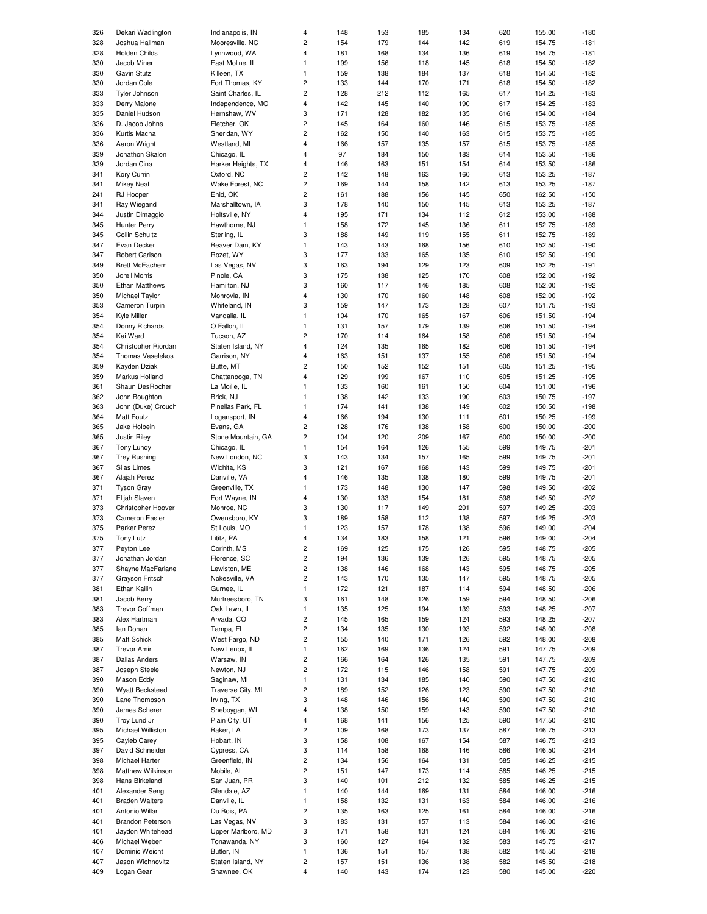| | | | | | | | | | | |
|---|---|---|---|---|---|---|---|---|---|---|
| 326 | Dekari Wadlington | Indianapolis, IN | 4 | 148 | 153 | 185 | 134 | 620 | 155.00 | -180 |
| 328 | Joshua Hallman | Mooresville, NC | 2 | 154 | 179 | 144 | 142 | 619 | 154.75 | -181 |
| 328 | Holden Childs | Lynnwood, WA | 4 | 181 | 168 | 134 | 136 | 619 | 154.75 | -181 |
| 330 | Jacob Miner | East Moline, IL | 1 | 199 | 156 | 118 | 145 | 618 | 154.50 | -182 |
| 330 | Gavin Stutz | Killeen, TX | 1 | 159 | 138 | 184 | 137 | 618 | 154.50 | -182 |
| 330 | Jordan Cole | Fort Thomas, KY | 2 | 133 | 144 | 170 | 171 | 618 | 154.50 | -182 |
| 333 | Tyler Johnson | Saint Charles, IL | 2 | 128 | 212 | 112 | 165 | 617 | 154.25 | -183 |
| 333 | Derry Malone | Independence, MO | 4 | 142 | 145 | 140 | 190 | 617 | 154.25 | -183 |
| 335 | Daniel Hudson | Hernshaw, WV | 3 | 171 | 128 | 182 | 135 | 616 | 154.00 | -184 |
| 336 | D. Jacob Johns | Fletcher, OK | 2 | 145 | 164 | 160 | 146 | 615 | 153.75 | -185 |
| 336 | Kurtis Macha | Sheridan, WY | 2 | 162 | 150 | 140 | 163 | 615 | 153.75 | -185 |
| 336 | Aaron Wright | Westland, MI | 4 | 166 | 157 | 135 | 157 | 615 | 153.75 | -185 |
| 339 | Jonathon Skalon | Chicago, IL | 4 | 97 | 184 | 150 | 183 | 614 | 153.50 | -186 |
| 339 | Jordan Cina | Harker Heights, TX | 4 | 146 | 163 | 151 | 154 | 614 | 153.50 | -186 |
| 341 | Kory Currin | Oxford, NC | 2 | 142 | 148 | 163 | 160 | 613 | 153.25 | -187 |
| 341 | Mikey Neal | Wake Forest, NC | 2 | 169 | 144 | 158 | 142 | 613 | 153.25 | -187 |
| 241 | RJ Hooper | Enid, OK | 2 | 161 | 188 | 156 | 145 | 650 | 162.50 | -150 |
| 341 | Ray Wiegand | Marshalltown, IA | 3 | 178 | 140 | 150 | 145 | 613 | 153.25 | -187 |
| 344 | Justin Dimaggio | Holtsville, NY | 4 | 195 | 171 | 134 | 112 | 612 | 153.00 | -188 |
| 345 | Hunter Perry | Hawthorne, NJ | 1 | 158 | 172 | 145 | 136 | 611 | 152.75 | -189 |
| 345 | Collin Schultz | Sterling, IL | 3 | 188 | 149 | 119 | 155 | 611 | 152.75 | -189 |
| 347 | Evan Decker | Beaver Dam, KY | 1 | 143 | 143 | 168 | 156 | 610 | 152.50 | -190 |
| 347 | Robert Carlson | Rozet, WY | 3 | 177 | 133 | 165 | 135 | 610 | 152.50 | -190 |
| 349 | Brett McEachern | Las Vegas, NV | 3 | 163 | 194 | 129 | 123 | 609 | 152.25 | -191 |
| 350 | Jorell Morris | Pinole, CA | 3 | 175 | 138 | 125 | 170 | 608 | 152.00 | -192 |
| 350 | Ethan Matthews | Hamilton, NJ | 3 | 160 | 117 | 146 | 185 | 608 | 152.00 | -192 |
| 350 | Michael Taylor | Monrovia, IN | 4 | 130 | 170 | 160 | 148 | 608 | 152.00 | -192 |
| 353 | Cameron Turpin | Whiteland, IN | 3 | 159 | 147 | 173 | 128 | 607 | 151.75 | -193 |
| 354 | Kyle Miller | Vandalia, IL | 1 | 104 | 170 | 165 | 167 | 606 | 151.50 | -194 |
| 354 | Donny Richards | O Fallon, IL | 1 | 131 | 157 | 179 | 139 | 606 | 151.50 | -194 |
| 354 | Kai Ward | Tucson, AZ | 2 | 170 | 114 | 164 | 158 | 606 | 151.50 | -194 |
| 354 | Christopher Riordan | Staten Island, NY | 4 | 124 | 135 | 165 | 182 | 606 | 151.50 | -194 |
| 354 | Thomas Vaselekos | Garrison, NY | 4 | 163 | 151 | 137 | 155 | 606 | 151.50 | -194 |
| 359 | Kayden Dziak | Butte, MT | 2 | 150 | 152 | 152 | 151 | 605 | 151.25 | -195 |
| 359 | Markus Holland | Chattanooga, TN | 4 | 129 | 199 | 167 | 110 | 605 | 151.25 | -195 |
| 361 | Shaun DesRocher | La Moille, IL | 1 | 133 | 160 | 161 | 150 | 604 | 151.00 | -196 |
| 362 | John Boughton | Brick, NJ | 1 | 138 | 142 | 133 | 190 | 603 | 150.75 | -197 |
| 363 | John (Duke) Crouch | Pinellas Park, FL | 1 | 174 | 141 | 138 | 149 | 602 | 150.50 | -198 |
| 364 | Matt Foutz | Logansport, IN | 4 | 166 | 194 | 130 | 111 | 601 | 150.25 | -199 |
| 365 | Jake Holbein | Evans, GA | 2 | 128 | 176 | 138 | 158 | 600 | 150.00 | -200 |
| 365 | Justin Riley | Stone Mountain, GA | 2 | 104 | 120 | 209 | 167 | 600 | 150.00 | -200 |
| 367 | Tony Lundy | Chicago, IL | 1 | 154 | 164 | 126 | 155 | 599 | 149.75 | -201 |
| 367 | Trey Rushing | New London, NC | 3 | 143 | 134 | 157 | 165 | 599 | 149.75 | -201 |
| 367 | Silas Limes | Wichita, KS | 3 | 121 | 167 | 168 | 143 | 599 | 149.75 | -201 |
| 367 | Alajah Perez | Danville, VA | 4 | 146 | 135 | 138 | 180 | 599 | 149.75 | -201 |
| 371 | Tyson Gray | Greenville, TX | 1 | 173 | 148 | 130 | 147 | 598 | 149.50 | -202 |
| 371 | Elijah Slaven | Fort Wayne, IN | 4 | 130 | 133 | 154 | 181 | 598 | 149.50 | -202 |
| 373 | Christopher Hoover | Monroe, NC | 3 | 130 | 117 | 149 | 201 | 597 | 149.25 | -203 |
| 373 | Cameron Easler | Owensboro, KY | 3 | 189 | 158 | 112 | 138 | 597 | 149.25 | -203 |
| 375 | Parker Perez | St Louis, MO | 1 | 123 | 157 | 178 | 138 | 596 | 149.00 | -204 |
| 375 | Tony Lutz | Lititz, PA | 4 | 134 | 183 | 158 | 121 | 596 | 149.00 | -204 |
| 377 | Peyton Lee | Corinth, MS | 2 | 169 | 125 | 175 | 126 | 595 | 148.75 | -205 |
| 377 | Jonathan Jordan | Florence, SC | 2 | 194 | 136 | 139 | 126 | 595 | 148.75 | -205 |
| 377 | Shayne MacFarlane | Lewiston, ME | 2 | 138 | 146 | 168 | 143 | 595 | 148.75 | -205 |
| 377 | Grayson Fritsch | Nokesville, VA | 2 | 143 | 170 | 135 | 147 | 595 | 148.75 | -205 |
| 381 | Ethan Kailin | Gurnee, IL | 1 | 172 | 121 | 187 | 114 | 594 | 148.50 | -206 |
| 381 | Jacob Berry | Murfreesboro, TN | 3 | 161 | 148 | 126 | 159 | 594 | 148.50 | -206 |
| 383 | Trevor Coffman | Oak Lawn, IL | 1 | 135 | 125 | 194 | 139 | 593 | 148.25 | -207 |
| 383 | Alex Hartman | Arvada, CO | 2 | 145 | 165 | 159 | 124 | 593 | 148.25 | -207 |
| 385 | Ian Dohan | Tampa, FL | 2 | 134 | 135 | 130 | 193 | 592 | 148.00 | -208 |
| 385 | Matt Schick | West Fargo, ND | 2 | 155 | 140 | 171 | 126 | 592 | 148.00 | -208 |
| 387 | Trevor Amir | New Lenox, IL | 1 | 162 | 169 | 136 | 124 | 591 | 147.75 | -209 |
| 387 | Dallas Anders | Warsaw, IN | 2 | 166 | 164 | 126 | 135 | 591 | 147.75 | -209 |
| 387 | Joseph Steele | Newton, NJ | 2 | 172 | 115 | 146 | 158 | 591 | 147.75 | -209 |
| 390 | Mason Eddy | Saginaw, MI | 1 | 131 | 134 | 185 | 140 | 590 | 147.50 | -210 |
| 390 | Wyatt Beckstead | Traverse City, MI | 2 | 189 | 152 | 126 | 123 | 590 | 147.50 | -210 |
| 390 | Lane Thompson | Irving, TX | 3 | 148 | 146 | 156 | 140 | 590 | 147.50 | -210 |
| 390 | James Scherer | Sheboygan, WI | 4 | 138 | 150 | 159 | 143 | 590 | 147.50 | -210 |
| 390 | Troy Lund Jr | Plain City, UT | 4 | 168 | 141 | 156 | 125 | 590 | 147.50 | -210 |
| 395 | Michael Williston | Baker, LA | 2 | 109 | 168 | 173 | 137 | 587 | 146.75 | -213 |
| 395 | Cayleb Carey | Hobart, IN | 3 | 158 | 108 | 167 | 154 | 587 | 146.75 | -213 |
| 397 | David Schneider | Cypress, CA | 3 | 114 | 158 | 168 | 146 | 586 | 146.50 | -214 |
| 398 | Michael Harter | Greenfield, IN | 2 | 134 | 156 | 164 | 131 | 585 | 146.25 | -215 |
| 398 | Matthew Wilkinson | Mobile, AL | 2 | 151 | 147 | 173 | 114 | 585 | 146.25 | -215 |
| 398 | Hans Birkeland | San Juan, PR | 3 | 140 | 101 | 212 | 132 | 585 | 146.25 | -215 |
| 401 | Alexander Seng | Glendale, AZ | 1 | 140 | 144 | 169 | 131 | 584 | 146.00 | -216 |
| 401 | Braden Walters | Danville, IL | 1 | 158 | 132 | 131 | 163 | 584 | 146.00 | -216 |
| 401 | Antonio Willar | Du Bois, PA | 2 | 135 | 163 | 125 | 161 | 584 | 146.00 | -216 |
| 401 | Brandon Peterson | Las Vegas, NV | 3 | 183 | 131 | 157 | 113 | 584 | 146.00 | -216 |
| 401 | Jaydon Whitehead | Upper Marlboro, MD | 3 | 171 | 158 | 131 | 124 | 584 | 146.00 | -216 |
| 406 | Michael Weber | Tonawanda, NY | 3 | 160 | 127 | 164 | 132 | 583 | 145.75 | -217 |
| 407 | Dominic Weicht | Butler, IN | 1 | 136 | 151 | 157 | 138 | 582 | 145.50 | -218 |
| 407 | Jason Wichnovitz | Staten Island, NY | 2 | 157 | 151 | 136 | 138 | 582 | 145.50 | -218 |
| 409 | Logan Gear | Shawnee, OK | 4 | 140 | 143 | 174 | 123 | 580 | 145.00 | -220 |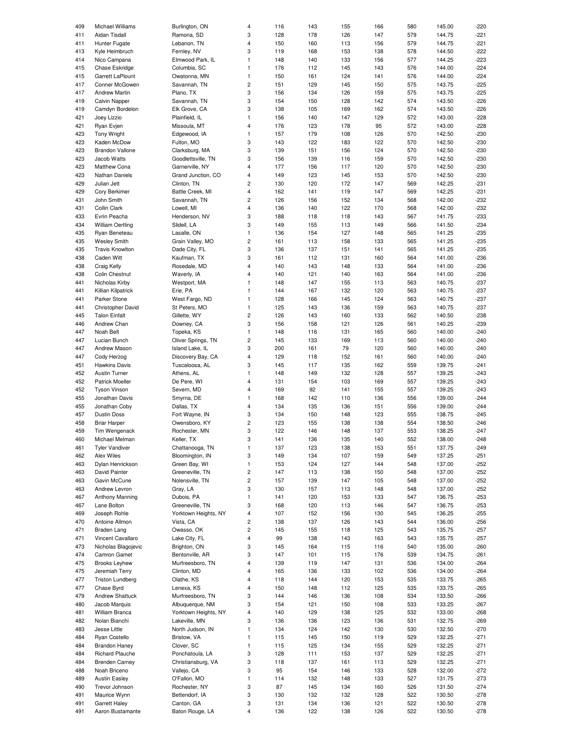| | | | | | | | | | | |
|---|---|---|---|---|---|---|---|---|---|---|
| 409 | Michael Williams | Burlington, ON | 4 | 116 | 143 | 155 | 166 | 580 | 145.00 | -220 |
| 411 | Aidan Tisdall | Ramona, SD | 3 | 128 | 178 | 126 | 147 | 579 | 144.75 | -221 |
| 411 | Hunter Fugate | Lebanon, TN | 4 | 150 | 160 | 113 | 156 | 579 | 144.75 | -221 |
| 413 | Kyle Heimbruch | Fernley, NV | 3 | 119 | 168 | 153 | 138 | 578 | 144.50 | -222 |
| 414 | Nico Campana | Elmwood Park, IL | 1 | 148 | 140 | 133 | 156 | 577 | 144.25 | -223 |
| 415 | Chase Eskridge | Columbia, SC | 1 | 176 | 112 | 145 | 143 | 576 | 144.00 | -224 |
| 415 | Garrett LaPlount | Owatonna, MN | 1 | 150 | 161 | 124 | 141 | 576 | 144.00 | -224 |
| 417 | Conner McGowen | Savannah, TN | 2 | 151 | 129 | 145 | 150 | 575 | 143.75 | -225 |
| 417 | Andrew Martin | Plano, TX | 3 | 156 | 134 | 126 | 159 | 575 | 143.75 | -225 |
| 419 | Calvin Napper | Savannah, TN | 3 | 154 | 150 | 128 | 142 | 574 | 143.50 | -226 |
| 419 | Camdyn Bordelon | Elk Grove, CA | 3 | 138 | 105 | 169 | 162 | 574 | 143.50 | -226 |
| 421 | Joey Lizzio | Plainfield, IL | 1 | 156 | 140 | 147 | 129 | 572 | 143.00 | -228 |
| 421 | Ryan Evjen | Missoula, MT | 4 | 176 | 123 | 178 | 95 | 572 | 143.00 | -228 |
| 423 | Tony Wright | Edgewood, IA | 1 | 157 | 179 | 108 | 126 | 570 | 142.50 | -230 |
| 423 | Kaden McDow | Fulton, MO | 3 | 143 | 122 | 183 | 122 | 570 | 142.50 | -230 |
| 423 | Brandon Vallone | Clarksburg, MA | 3 | 139 | 151 | 156 | 124 | 570 | 142.50 | -230 |
| 423 | Jacob Watts | Goodlettsville, TN | 3 | 156 | 139 | 116 | 159 | 570 | 142.50 | -230 |
| 423 | Matthew Cona | Garnerville, NY | 4 | 177 | 156 | 117 | 120 | 570 | 142.50 | -230 |
| 423 | Nathan Daniels | Grand Junction, CO | 4 | 149 | 123 | 145 | 153 | 570 | 142.50 | -230 |
| 429 | Julian Jett | Clinton, TN | 2 | 130 | 120 | 172 | 147 | 569 | 142.25 | -231 |
| 429 | Cory Berkimer | Battle Creek, MI | 4 | 162 | 141 | 119 | 147 | 569 | 142.25 | -231 |
| 431 | John Smith | Savannah, TN | 2 | 126 | 156 | 152 | 134 | 568 | 142.00 | -232 |
| 431 | Collin Clark | Lowell, MI | 4 | 136 | 140 | 122 | 170 | 568 | 142.00 | -232 |
| 433 | Evrin Peacha | Henderson, NV | 3 | 188 | 118 | 118 | 143 | 567 | 141.75 | -233 |
| 434 | William Oertling | Slidell, LA | 3 | 149 | 155 | 113 | 149 | 566 | 141.50 | -234 |
| 435 | Ryan Beneteau | Lasalle, ON | 1 | 136 | 154 | 127 | 148 | 565 | 141.25 | -235 |
| 435 | Wesley Smith | Grain Valley, MO | 2 | 161 | 113 | 158 | 133 | 565 | 141.25 | -235 |
| 435 | Travis Knowlton | Dade City, FL | 3 | 136 | 137 | 151 | 141 | 565 | 141.25 | -235 |
| 438 | Caden Witt | Kaufman, TX | 3 | 161 | 112 | 131 | 160 | 564 | 141.00 | -236 |
| 438 | Craig Kelly | Rosedale, MD | 4 | 140 | 143 | 148 | 133 | 564 | 141.00 | -236 |
| 438 | Colin Chestnut | Waverly, IA | 4 | 140 | 121 | 140 | 163 | 564 | 141.00 | -236 |
| 441 | Nicholas Kirby | Westport, MA | 1 | 148 | 147 | 155 | 113 | 563 | 140.75 | -237 |
| 441 | Killian Kilpatrick | Erie, PA | 1 | 144 | 167 | 132 | 120 | 563 | 140.75 | -237 |
| 441 | Parker Stone | West Fargo, ND | 1 | 128 | 166 | 145 | 124 | 563 | 140.75 | -237 |
| 441 | Christopher David | St Peters, MO | 1 | 125 | 143 | 136 | 159 | 563 | 140.75 | -237 |
| 445 | Talon Einfalt | Gillette, WY | 2 | 126 | 143 | 160 | 133 | 562 | 140.50 | -238 |
| 446 | Andrew Chan | Downey, CA | 3 | 156 | 158 | 121 | 126 | 561 | 140.25 | -239 |
| 447 | Noah Belt | Topeka, KS | 1 | 148 | 116 | 131 | 165 | 560 | 140.00 | -240 |
| 447 | Lucian Bunch | Oliver Springs, TN | 2 | 145 | 133 | 169 | 113 | 560 | 140.00 | -240 |
| 447 | Andrew Mason | Island Lake, IL | 3 | 200 | 161 | 79 | 120 | 560 | 140.00 | -240 |
| 447 | Cody Herzog | Discovery Bay, CA | 4 | 129 | 118 | 152 | 161 | 560 | 140.00 | -240 |
| 451 | Hawkins Davis | Tuscaloosa, AL | 3 | 145 | 117 | 135 | 162 | 559 | 139.75 | -241 |
| 452 | Austin Turner | Athens, AL | 1 | 148 | 149 | 132 | 128 | 557 | 139.25 | -243 |
| 452 | Patrick Moeller | De Pere, WI | 4 | 131 | 154 | 103 | 169 | 557 | 139.25 | -243 |
| 452 | Tyson Vinson | Severn, MD | 4 | 169 | 92 | 141 | 155 | 557 | 139.25 | -243 |
| 455 | Jonathan Davis | Smyrna, DE | 1 | 168 | 142 | 110 | 136 | 556 | 139.00 | -244 |
| 455 | Jonathan Coby | Dallas, TX | 4 | 134 | 135 | 136 | 151 | 556 | 139.00 | -244 |
| 457 | Dustin Doss | Fort Wayne, IN | 3 | 134 | 150 | 148 | 123 | 555 | 138.75 | -245 |
| 458 | Briar Harper | Owensboro, KY | 2 | 123 | 155 | 138 | 138 | 554 | 138.50 | -246 |
| 459 | Tim Wengenack | Rochester, MN | 3 | 122 | 146 | 148 | 137 | 553 | 138.25 | -247 |
| 460 | Michael Melman | Keller, TX | 3 | 141 | 136 | 135 | 140 | 552 | 138.00 | -248 |
| 461 | Tyler Vandiver | Chattanooga, TN | 1 | 137 | 123 | 138 | 153 | 551 | 137.75 | -249 |
| 462 | Alex Wiles | Bloomington, IN | 3 | 149 | 134 | 107 | 159 | 549 | 137.25 | -251 |
| 463 | Dylan Henrickson | Green Bay, WI | 1 | 153 | 124 | 127 | 144 | 548 | 137.00 | -252 |
| 463 | David Painter | Greeneville, TN | 2 | 147 | 113 | 138 | 150 | 548 | 137.00 | -252 |
| 463 | Gavin McCune | Nolensville, TN | 2 | 157 | 139 | 147 | 105 | 548 | 137.00 | -252 |
| 463 | Andrew Levron | Gray, LA | 3 | 130 | 157 | 113 | 148 | 548 | 137.00 | -252 |
| 467 | Anthony Manning | Dubois, PA | 1 | 141 | 120 | 153 | 133 | 547 | 136.75 | -253 |
| 467 | Lane Bolton | Greeneville, TN | 3 | 168 | 120 | 113 | 146 | 547 | 136.75 | -253 |
| 469 | Joseph Rohle | Yorktown Heights, NY | 4 | 107 | 152 | 156 | 130 | 545 | 136.25 | -255 |
| 470 | Antoine Allmon | Vista, CA | 2 | 138 | 137 | 126 | 143 | 544 | 136.00 | -256 |
| 471 | Braden Lang | Owasso, OK | 2 | 145 | 155 | 118 | 125 | 543 | 135.75 | -257 |
| 471 | Vincent Cavallaro | Lake City, FL | 4 | 99 | 138 | 143 | 163 | 543 | 135.75 | -257 |
| 473 | Nicholas Blagojevic | Brighton, ON | 3 | 145 | 164 | 115 | 116 | 540 | 135.00 | -260 |
| 474 | Camron Gamet | Bentonville, AR | 3 | 147 | 101 | 115 | 176 | 539 | 134.75 | -261 |
| 475 | Brooks Leyhew | Murfreesboro, TN | 4 | 139 | 119 | 147 | 131 | 536 | 134.00 | -264 |
| 475 | Jeremiah Terry | Clinton, MD | 4 | 165 | 136 | 133 | 102 | 536 | 134.00 | -264 |
| 477 | Triston Lundberg | Olathe, KS | 4 | 118 | 144 | 120 | 153 | 535 | 133.75 | -265 |
| 477 | Chase Byrd | Lenexa, KS | 4 | 150 | 148 | 112 | 125 | 535 | 133.75 | -265 |
| 479 | Andrew Shattuck | Murfreesboro, TN | 3 | 144 | 146 | 136 | 108 | 534 | 133.50 | -266 |
| 480 | Jacob Marquis | Albuquerque, NM | 3 | 154 | 121 | 150 | 108 | 533 | 133.25 | -267 |
| 481 | William Branca | Yorktown Heights, NY | 4 | 140 | 129 | 138 | 125 | 532 | 133.00 | -268 |
| 482 | Nolan Bianchi | Lakeville, MN | 3 | 136 | 136 | 123 | 136 | 531 | 132.75 | -269 |
| 483 | Jesse Little | North Judson, IN | 1 | 134 | 124 | 142 | 130 | 530 | 132.50 | -270 |
| 484 | Ryan Costello | Bristow, VA | 1 | 115 | 145 | 150 | 119 | 529 | 132.25 | -271 |
| 484 | Brandon Haney | Clover, SC | 1 | 115 | 125 | 134 | 155 | 529 | 132.25 | -271 |
| 484 | Richard Plauche | Ponchatoula, LA | 3 | 128 | 111 | 153 | 137 | 529 | 132.25 | -271 |
| 484 | Brenden Carney | Christiansburg, VA | 3 | 118 | 137 | 161 | 113 | 529 | 132.25 | -271 |
| 488 | Noah Briceno | Vallejo, CA | 3 | 95 | 154 | 146 | 133 | 528 | 132.00 | -272 |
| 489 | Austin Easley | O'Fallon, MO | 1 | 114 | 132 | 148 | 133 | 527 | 131.75 | -273 |
| 490 | Trevor Johnson | Rochester, NY | 3 | 87 | 145 | 134 | 160 | 526 | 131.50 | -274 |
| 491 | Maurice Wynn | Bettendorf, IA | 3 | 130 | 132 | 132 | 128 | 522 | 130.50 | -278 |
| 491 | Garrett Haley | Canton, GA | 3 | 131 | 134 | 136 | 121 | 522 | 130.50 | -278 |
| 491 | Aaron Bustamante | Baton Rouge, LA | 4 | 136 | 122 | 138 | 126 | 522 | 130.50 | -278 |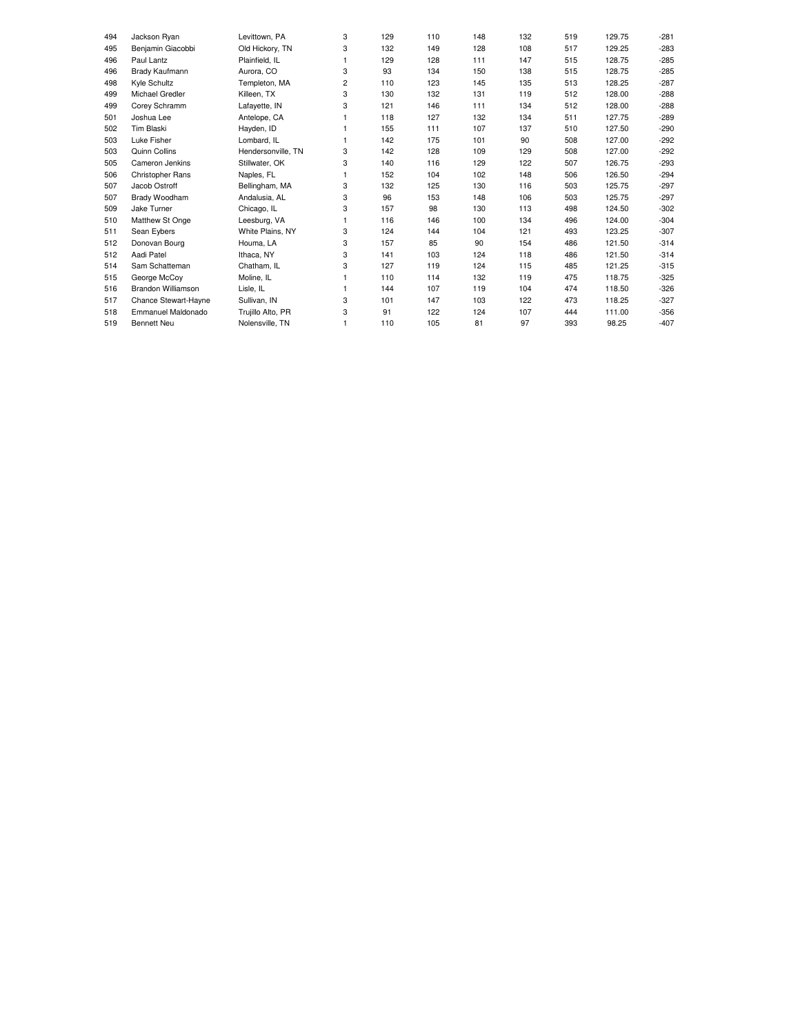| | | | | | | | | | | |
|---|---|---|---|---|---|---|---|---|---|---|
| 494 | Jackson Ryan | Levittown, PA | 3 | 129 | 110 | 148 | 132 | 519 | 129.75 | -281 |
| 495 | Benjamin Giacobbi | Old Hickory, TN | 3 | 132 | 149 | 128 | 108 | 517 | 129.25 | -283 |
| 496 | Paul Lantz | Plainfield, IL | 1 | 129 | 128 | 111 | 147 | 515 | 128.75 | -285 |
| 496 | Brady Kaufmann | Aurora, CO | 3 | 93 | 134 | 150 | 138 | 515 | 128.75 | -285 |
| 498 | Kyle Schultz | Templeton, MA | 2 | 110 | 123 | 145 | 135 | 513 | 128.25 | -287 |
| 499 | Michael Gredler | Killeen, TX | 3 | 130 | 132 | 131 | 119 | 512 | 128.00 | -288 |
| 499 | Corey Schramm | Lafayette, IN | 3 | 121 | 146 | 111 | 134 | 512 | 128.00 | -288 |
| 501 | Joshua Lee | Antelope, CA | 1 | 118 | 127 | 132 | 134 | 511 | 127.75 | -289 |
| 502 | Tim Blaski | Hayden, ID | 1 | 155 | 111 | 107 | 137 | 510 | 127.50 | -290 |
| 503 | Luke Fisher | Lombard, IL | 1 | 142 | 175 | 101 | 90 | 508 | 127.00 | -292 |
| 503 | Quinn Collins | Hendersonville, TN | 3 | 142 | 128 | 109 | 129 | 508 | 127.00 | -292 |
| 505 | Cameron Jenkins | Stillwater, OK | 3 | 140 | 116 | 129 | 122 | 507 | 126.75 | -293 |
| 506 | Christopher Rans | Naples, FL | 1 | 152 | 104 | 102 | 148 | 506 | 126.50 | -294 |
| 507 | Jacob Ostroff | Bellingham, MA | 3 | 132 | 125 | 130 | 116 | 503 | 125.75 | -297 |
| 507 | Brady Woodham | Andalusia, AL | 3 | 96 | 153 | 148 | 106 | 503 | 125.75 | -297 |
| 509 | Jake Turner | Chicago, IL | 3 | 157 | 98 | 130 | 113 | 498 | 124.50 | -302 |
| 510 | Matthew St Onge | Leesburg, VA | 1 | 116 | 146 | 100 | 134 | 496 | 124.00 | -304 |
| 511 | Sean Eybers | White Plains, NY | 3 | 124 | 144 | 104 | 121 | 493 | 123.25 | -307 |
| 512 | Donovan Bourg | Houma, LA | 3 | 157 | 85 | 90 | 154 | 486 | 121.50 | -314 |
| 512 | Aadi Patel | Ithaca, NY | 3 | 141 | 103 | 124 | 118 | 486 | 121.50 | -314 |
| 514 | Sam Schatteman | Chatham, IL | 3 | 127 | 119 | 124 | 115 | 485 | 121.25 | -315 |
| 515 | George McCoy | Moline, IL | 1 | 110 | 114 | 132 | 119 | 475 | 118.75 | -325 |
| 516 | Brandon Williamson | Lisle, IL | 1 | 144 | 107 | 119 | 104 | 474 | 118.50 | -326 |
| 517 | Chance Stewart-Hayne | Sullivan, IN | 3 | 101 | 147 | 103 | 122 | 473 | 118.25 | -327 |
| 518 | Emmanuel Maldonado | Trujillo Alto, PR | 3 | 91 | 122 | 124 | 107 | 444 | 111.00 | -356 |
| 519 | Bennett Neu | Nolensville, TN | 1 | 110 | 105 | 81 | 97 | 393 | 98.25 | -407 |